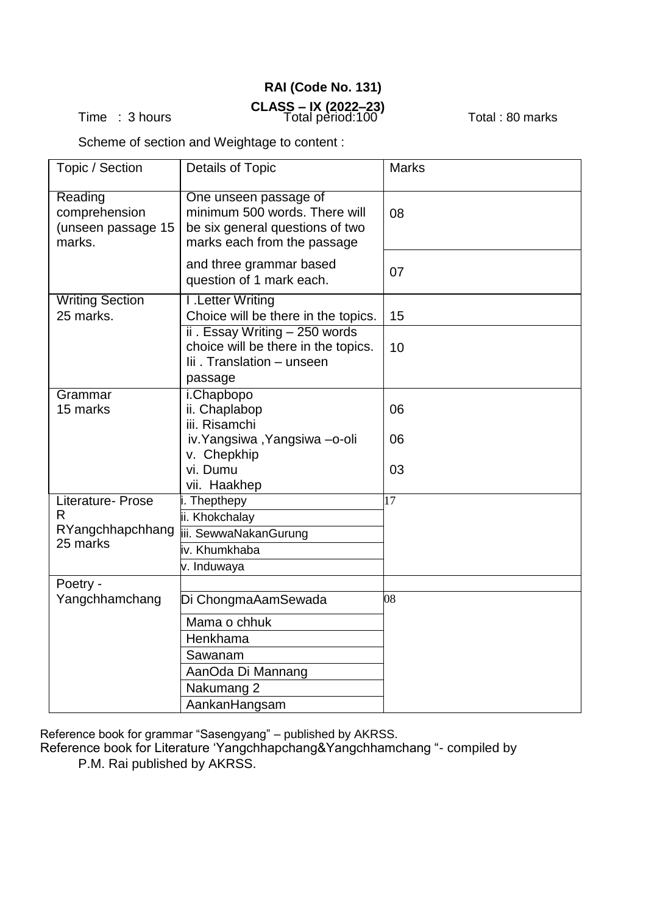**RAI (Code No. 131)**

**CLASS – IX (2022–23)**

Time : 3 hours    Total period:100    Total : 80 marks

Scheme of section and Weightage to content :

| Topic / Section | Details of Topic | Marks |
|---|---|---|
| Reading comprehension (unseen passage 15 marks. | One unseen passage of minimum 500 words. There will be six general questions of two marks each from the passage | 08 |
| | and three grammar based question of 1 mark each. | 07 |
| Writing Section 25 marks. | I .Letter Writing Choice will be there in the topics. | 15 |
| | ii . Essay Writing – 250 words choice will be there in the topics. Iii . Translation – unseen passage | 10 |
| Grammar 15 marks | i.Chapbopo ii. Chaplabop iii. Risamchi iv.Yangsiwa ,Yangsiwa –o-oli v. Chepkhip vi. Dumu vii. Haakhep | 06 06 03 |
| Literature- Prose R RYangchhapchhang 25 marks | i. Thepthepy | 17 |
| | ii. Khokchalay | |
| | iii. SewwaNakanGurung | |
| | iv. Khumkhaba | |
| | v. Induwaya | |
| Poetry - Yangchhamchang | | |
| | Di ChongmaAamSewada | 08 |
| | Mama o chhuk | |
| | Henkhama | |
| | Sawanam | |
| | AanOda Di Mannang | |
| | Nakumang 2 | |
| | AankanHangsam | |

Reference book for grammar “Sasengyang” – published by AKRSS.
Reference book for Literature ‘Yangchhapchang&Yangchhamchang “- compiled by P.M. Rai published by AKRSS.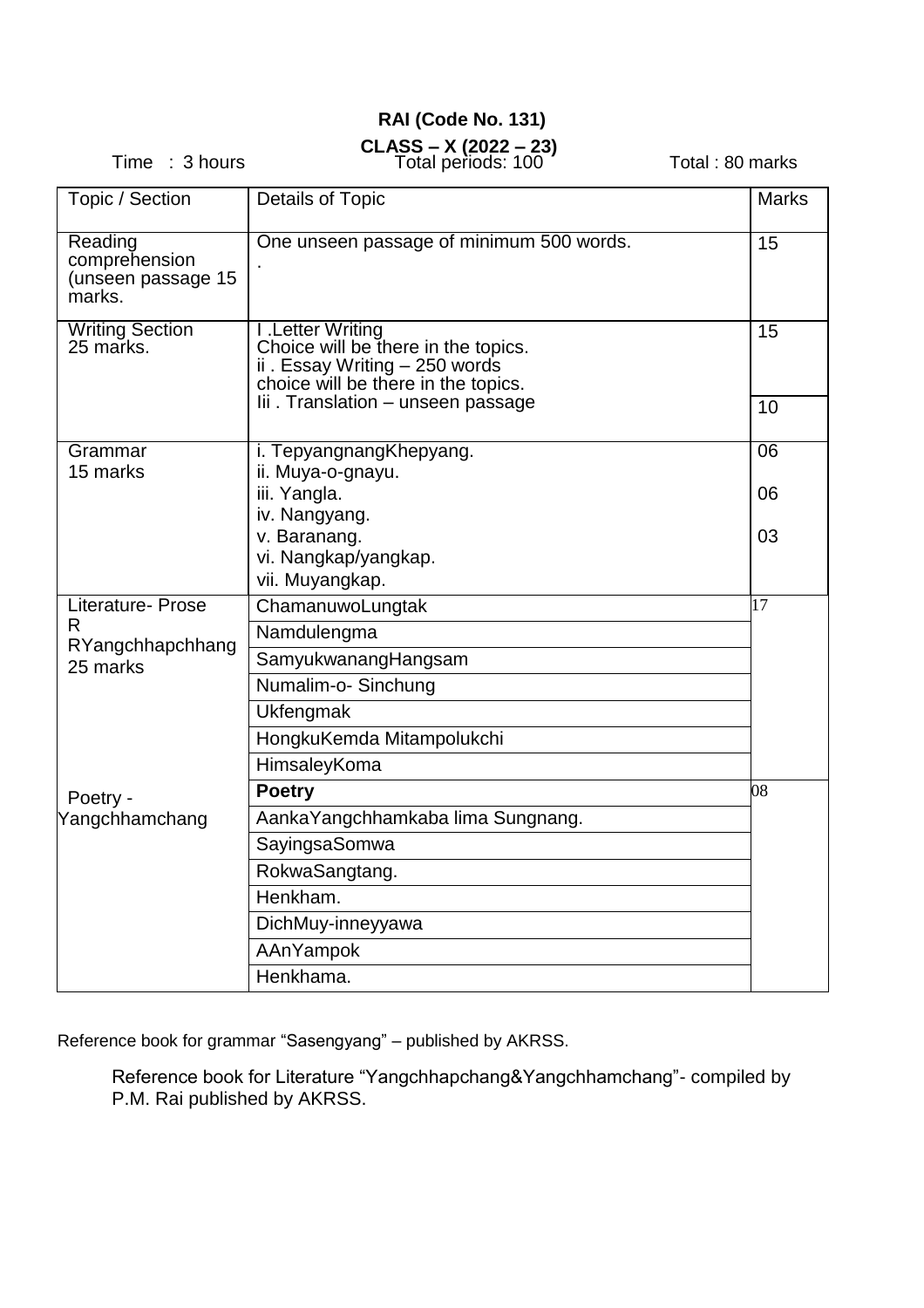# RAI (Code No. 131)

## CLASS – X (2022 – 23)

Time : 3 hours | Total periods: 100 | Total : 80 marks

| Topic / Section | Details of Topic | Marks |
|---|---|---|
| Reading comprehension (unseen passage 15 marks. | One unseen passage of minimum 500 words. . | 15 |
| Writing Section 25 marks. | I .Letter Writing Choice will be there in the topics. ii . Essay Writing – 250 words choice will be there in the topics. | 15 |
| | Iii . Translation – unseen passage | 10 |
| Grammar 15 marks | i. TepyangnangKhepyang. ii. Muya-o-gnayu. | 06 |
| | iii. Yangla. iv. Nangyang. | 06 |
| | v. Baranang. vi. Nangkap/yangkap. vii. Muyangkap. | 03 |
| Literature- Prose R RYangchhapchhang 25 marks | ChamanuwoLungtak | 17 |
| | Namdulengma | |
| | SamyukwanangHangsam | |
| | Numalim-o- Sinchung | |
| | Ukfengmak | |
| | HongkuKemda Mitampolukchi | |
| | HimsaleyKoma | |
| Poetry - Yangchhamchang | **Poetry** | 08 |
| | AankaYangchhamkaba lima Sungnang. | |
| | SayingsaSomwa | |
| | RokwaSangtang. | |
| | Henkham. | |
| | DichMuy-inneyyawa | |
| | AAnYampok | |
| | Henkhama. | |

Reference book for grammar "Sasengyang" – published by AKRSS.

Reference book for Literature "Yangchhapchang&Yangchhamchang"- compiled by P.M. Rai published by AKRSS.